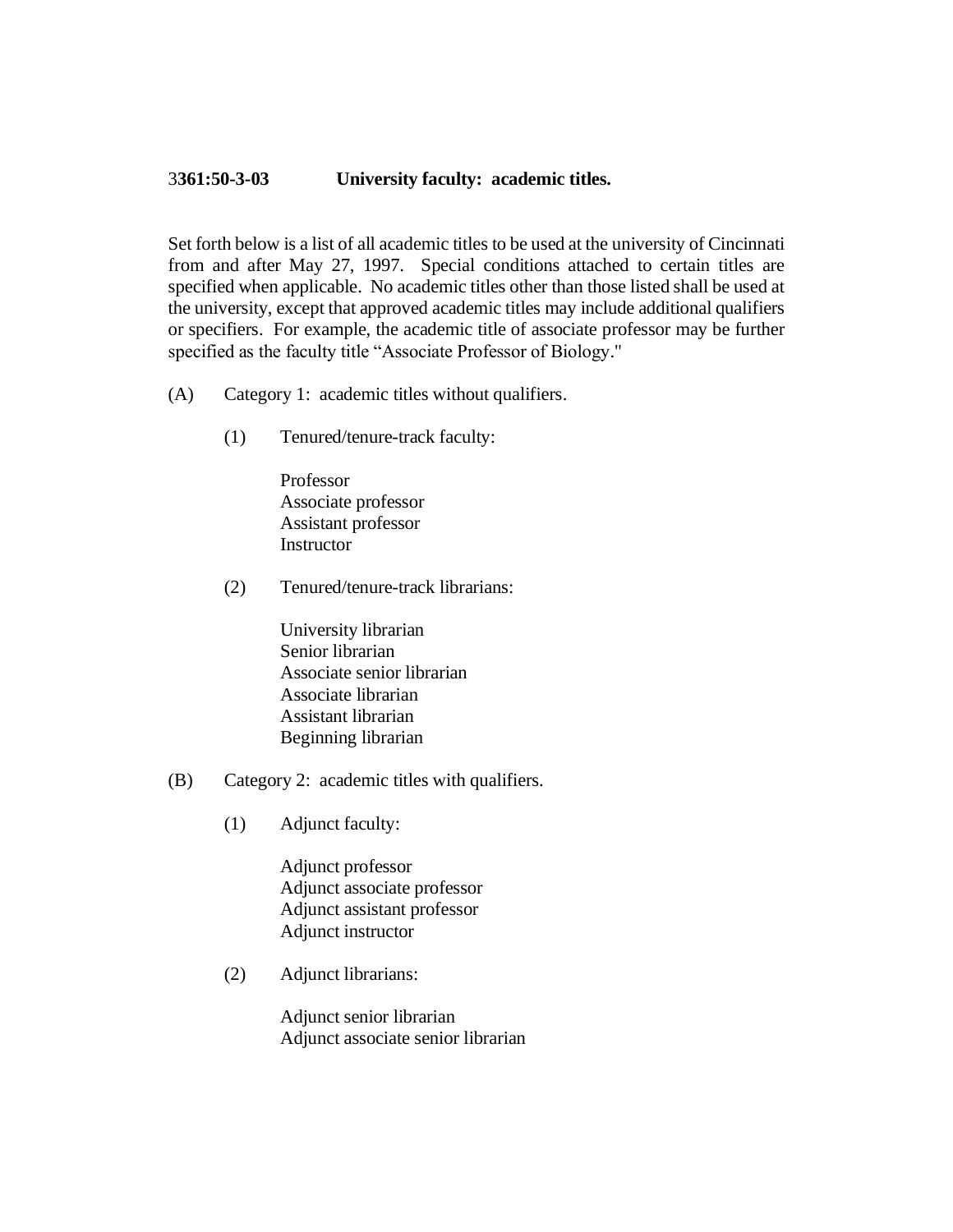# 3361:50-3-03 University faculty: academic titles.

Set forth below is a list of all academic titles to be used at the university of Cincinnati from and after May 27, 1997. Special conditions attached to certain titles are specified when applicable. No academic titles other than those listed shall be used at the university, except that approved academic titles may include additional qualifiers or specifiers. For example, the academic title of associate professor may be further specified as the faculty title "Associate Professor of Biology."

(A) Category 1: academic titles without qualifiers.

(1) Tenured/tenure-track faculty:

Professor
Associate professor
Assistant professor
Instructor

(2) Tenured/tenure-track librarians:

University librarian
Senior librarian
Associate senior librarian
Associate librarian
Assistant librarian
Beginning librarian

(B) Category 2: academic titles with qualifiers.

(1) Adjunct faculty:

Adjunct professor
Adjunct associate professor
Adjunct assistant professor
Adjunct instructor

(2) Adjunct librarians:

Adjunct senior librarian
Adjunct associate senior librarian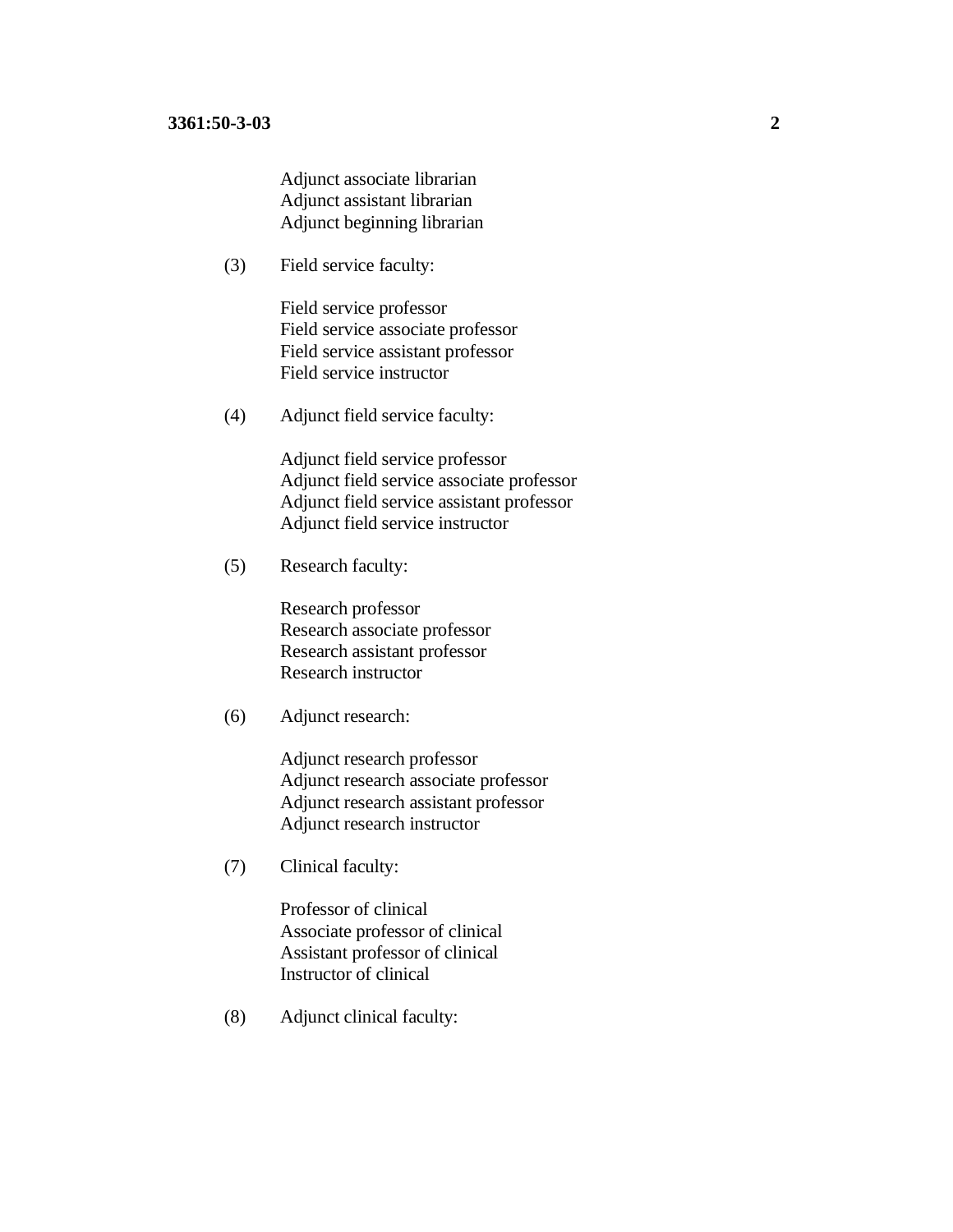Adjunct associate librarian
Adjunct assistant librarian
Adjunct beginning librarian

(3) Field service faculty:

Field service professor
Field service associate professor
Field service assistant professor
Field service instructor

(4) Adjunct field service faculty:

Adjunct field service professor
Adjunct field service associate professor
Adjunct field service assistant professor
Adjunct field service instructor

(5) Research faculty:

Research professor
Research associate professor
Research assistant professor
Research instructor

(6) Adjunct research:

Adjunct research professor
Adjunct research associate professor
Adjunct research assistant professor
Adjunct research instructor

(7) Clinical faculty:

Professor of clinical
Associate professor of clinical
Assistant professor of clinical
Instructor of clinical

(8) Adjunct clinical faculty: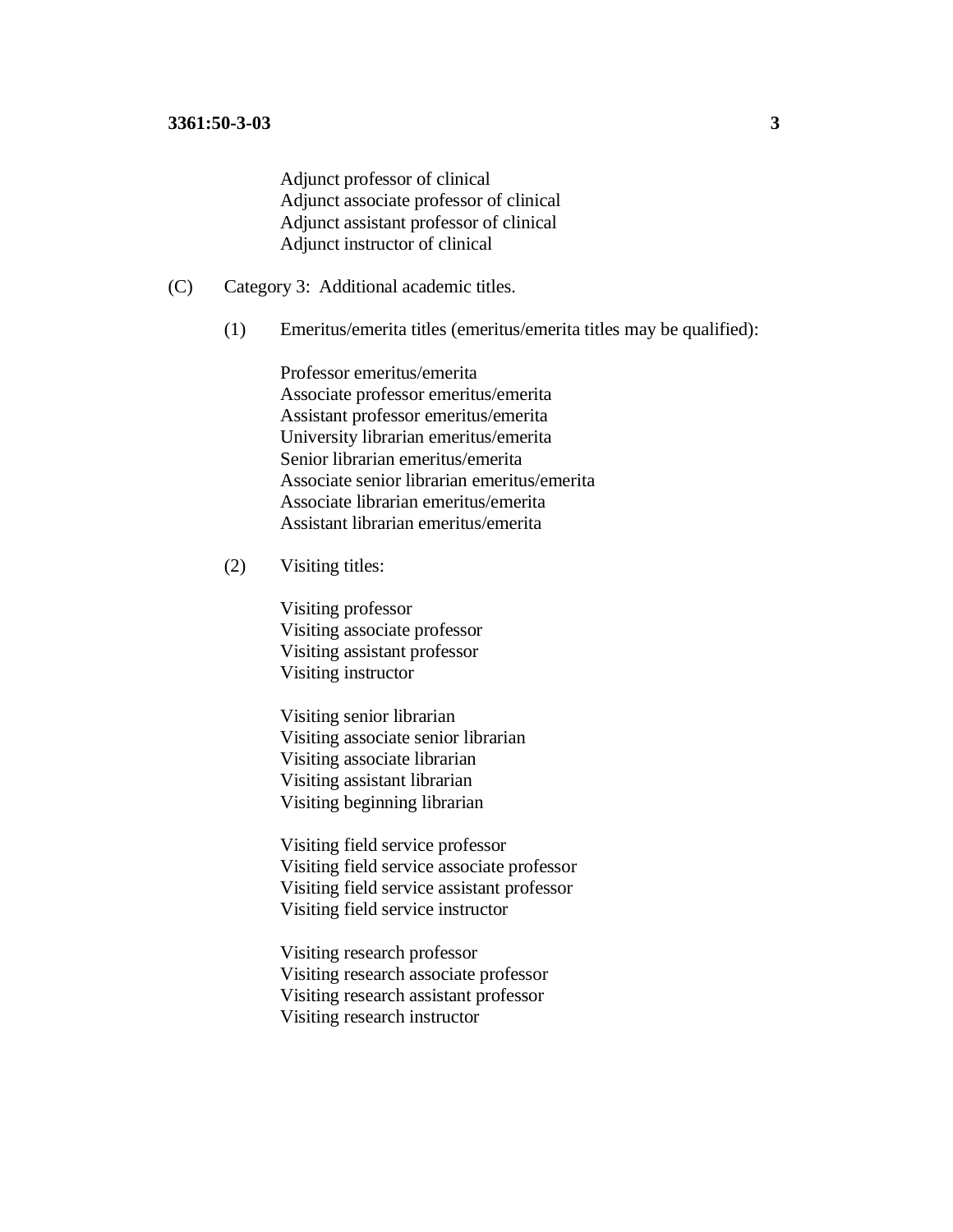Adjunct professor of clinical
Adjunct associate professor of clinical
Adjunct assistant professor of clinical
Adjunct instructor of clinical

(C) Category 3: Additional academic titles.

(1) Emeritus/emerita titles (emeritus/emerita titles may be qualified):

Professor emeritus/emerita
Associate professor emeritus/emerita
Assistant professor emeritus/emerita
University librarian emeritus/emerita
Senior librarian emeritus/emerita
Associate senior librarian emeritus/emerita
Associate librarian emeritus/emerita
Assistant librarian emeritus/emerita

(2) Visiting titles:

Visiting professor
Visiting associate professor
Visiting assistant professor
Visiting instructor

Visiting senior librarian
Visiting associate senior librarian
Visiting associate librarian
Visiting assistant librarian
Visiting beginning librarian

Visiting field service professor
Visiting field service associate professor
Visiting field service assistant professor
Visiting field service instructor

Visiting research professor
Visiting research associate professor
Visiting research assistant professor
Visiting research instructor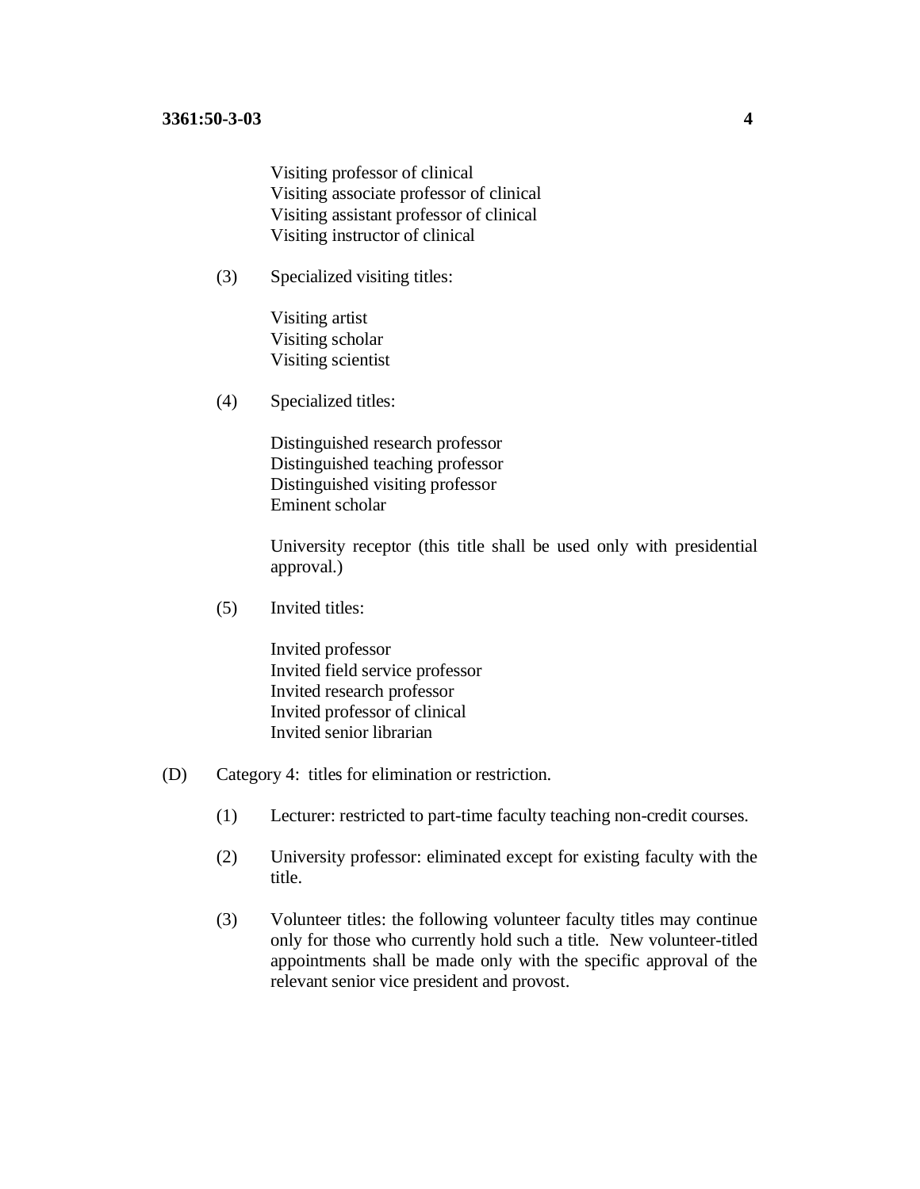Visiting professor of clinical
Visiting associate professor of clinical
Visiting assistant professor of clinical
Visiting instructor of clinical

(3) Specialized visiting titles:

Visiting artist
Visiting scholar
Visiting scientist

(4) Specialized titles:

Distinguished research professor
Distinguished teaching professor
Distinguished visiting professor
Eminent scholar

University receptor (this title shall be used only with presidential approval.)

(5) Invited titles:

Invited professor
Invited field service professor
Invited research professor
Invited professor of clinical
Invited senior librarian

(D) Category 4: titles for elimination or restriction.

(1) Lecturer: restricted to part-time faculty teaching non-credit courses.

(2) University professor: eliminated except for existing faculty with the title.

(3) Volunteer titles: the following volunteer faculty titles may continue only for those who currently hold such a title. New volunteer-titled appointments shall be made only with the specific approval of the relevant senior vice president and provost.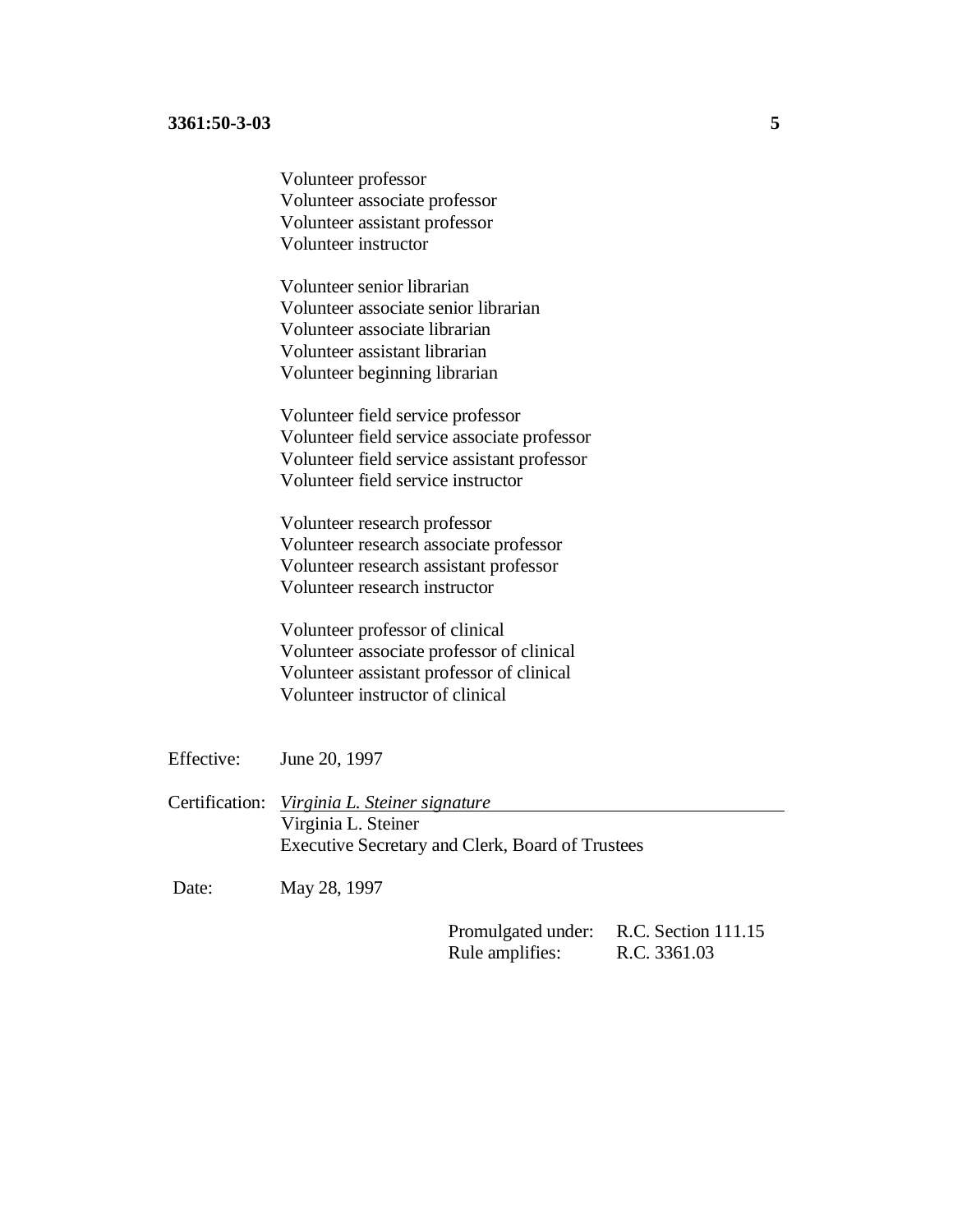Volunteer professor
Volunteer associate professor
Volunteer assistant professor
Volunteer instructor

Volunteer senior librarian
Volunteer associate senior librarian
Volunteer associate librarian
Volunteer assistant librarian
Volunteer beginning librarian

Volunteer field service professor
Volunteer field service associate professor
Volunteer field service assistant professor
Volunteer field service instructor

Volunteer research professor
Volunteer research associate professor
Volunteer research assistant professor
Volunteer research instructor

Volunteer professor of clinical
Volunteer associate professor of clinical
Volunteer assistant professor of clinical
Volunteer instructor of clinical

Effective: June 20, 1997

Certification: *Virginia L. Steiner signature*
Virginia L. Steiner
Executive Secretary and Clerk, Board of Trustees

Date: May 28, 1997

Promulgated under: R.C. Section 111.15
Rule amplifies: R.C. 3361.03